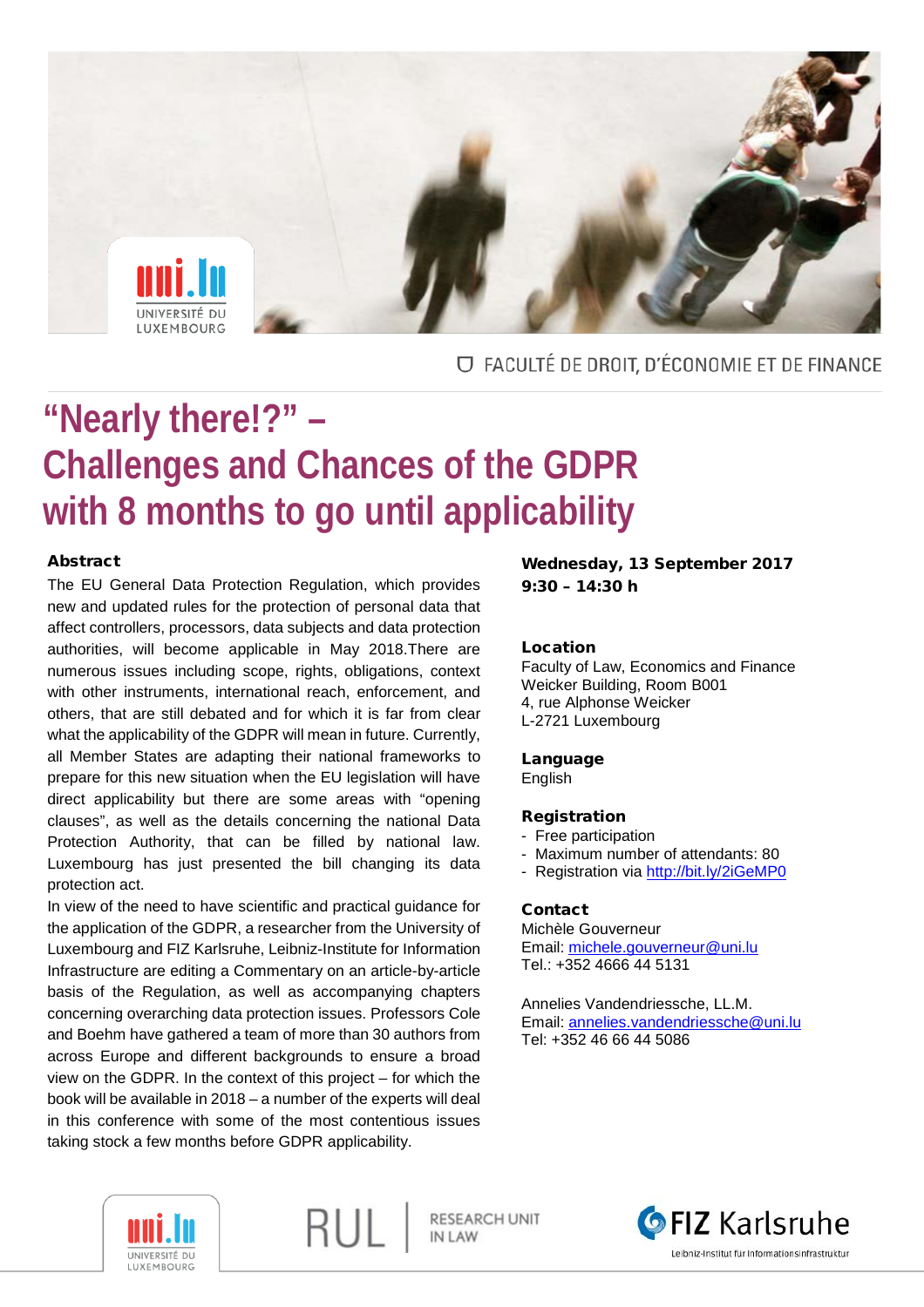FACULTÉ DE DROIT, D'ÉCONOMIE ET DE FINANCE

# "Nearly there!?" – Challenges and Chances of the GDPR with 8 months to go until applicability

**Wednesday, 13 September 2017**
**9:30 – 14:30 h**

## Abstract

The EU General Data Protection Regulation, which provides new and updated rules for the protection of personal data that affect controllers, processors, data subjects and data protection authorities, will become applicable in May 2018.There are numerous issues including scope, rights, obligations, context with other instruments, international reach, enforcement, and others, that are still debated and for which it is far from clear what the applicability of the GDPR will mean in future. Currently, all Member States are adapting their national frameworks to prepare for this new situation when the EU legislation will have direct applicability but there are some areas with "opening clauses", as well as the details concerning the national Data Protection Authority, that can be filled by national law. Luxembourg has just presented the bill changing its data protection act.

In view of the need to have scientific and practical guidance for the application of the GDPR, a researcher from the University of Luxembourg and FIZ Karlsruhe, Leibniz-Institute for Information Infrastructure are editing a Commentary on an article-by-article basis of the Regulation, as well as accompanying chapters concerning overarching data protection issues. Professors Cole and Boehm have gathered a team of more than 30 authors from across Europe and different backgrounds to ensure a broad view on the GDPR. In the context of this project – for which the book will be available in 2018 – a number of the experts will deal in this conference with some of the most contentious issues taking stock a few months before GDPR applicability.

## Location

Faculty of Law, Economics and Finance
Weicker Building, Room B001
4, rue Alphonse Weicker
L-2721 Luxembourg

## Language

English

## Registration

- Free participation
- Maximum number of attendants: 80
- Registration via http://bit.ly/2iGeMP0

## Contact

Michèle Gouverneur
Email: michele.gouverneur@uni.lu
Tel.: +352 4666 44 5131

Annelies Vandendriessche, LL.M.
Email: annelies.vandendriessche@uni.lu
Tel: +352 46 66 44 5086

RUL | RESEARCH UNIT IN LAW

FIZ Karlsruhe
Leibniz-Institut für Informationsinfrastruktur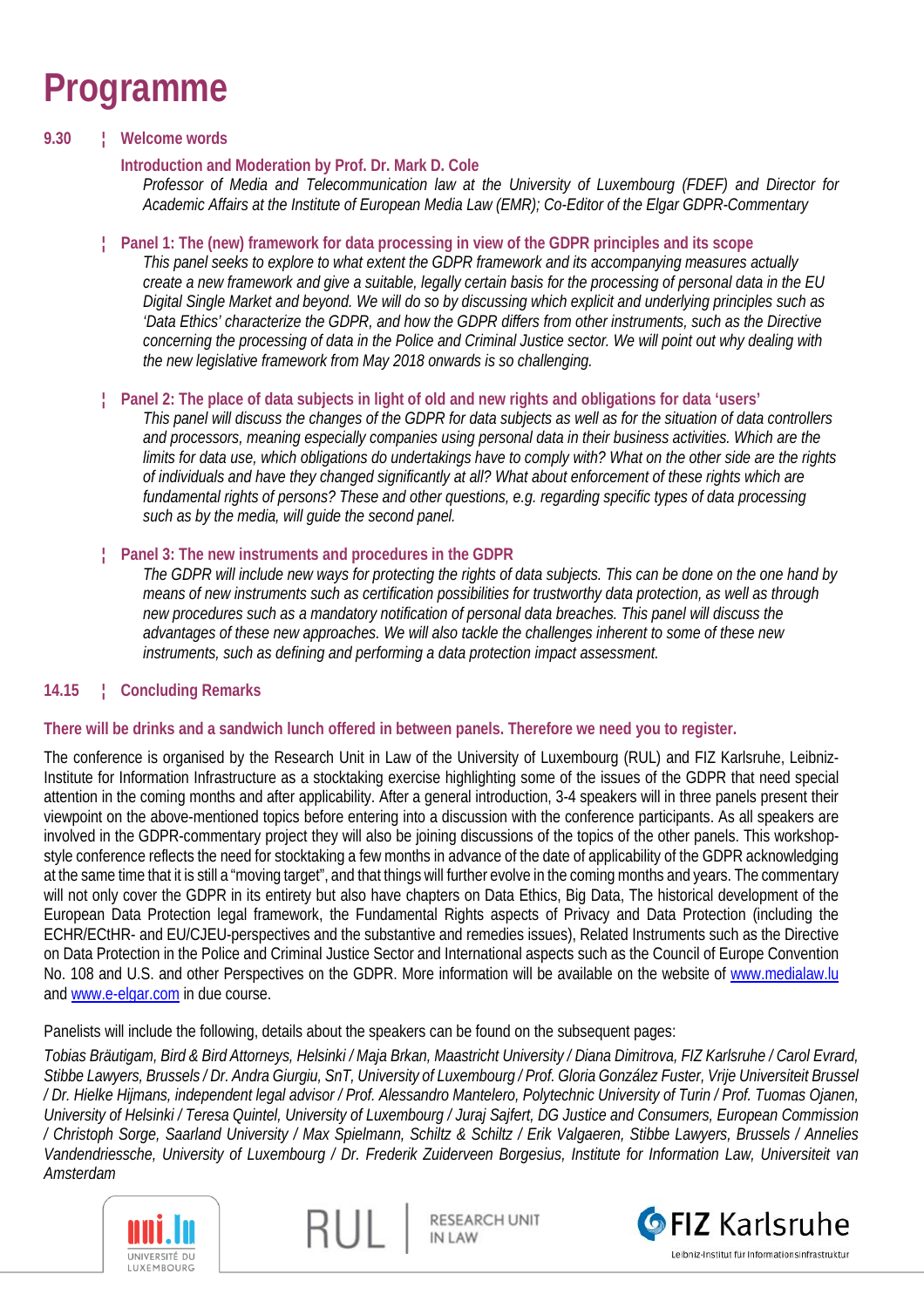# Programme

**9.30 ¦ Welcome words**

**Introduction and Moderation by Prof. Dr. Mark D. Cole**

*Professor of Media and Telecommunication law at the University of Luxembourg (FDEF) and Director for Academic Affairs at the Institute of European Media Law (EMR); Co-Editor of the Elgar GDPR-Commentary*

**¦ Panel 1: The (new) framework for data processing in view of the GDPR principles and its scope**

*This panel seeks to explore to what extent the GDPR framework and its accompanying measures actually create a new framework and give a suitable, legally certain basis for the processing of personal data in the EU Digital Single Market and beyond. We will do so by discussing which explicit and underlying principles such as 'Data Ethics' characterize the GDPR, and how the GDPR differs from other instruments, such as the Directive concerning the processing of data in the Police and Criminal Justice sector. We will point out why dealing with the new legislative framework from May 2018 onwards is so challenging.*

**¦ Panel 2: The place of data subjects in light of old and new rights and obligations for data 'users'**

*This panel will discuss the changes of the GDPR for data subjects as well as for the situation of data controllers and processors, meaning especially companies using personal data in their business activities. Which are the limits for data use, which obligations do undertakings have to comply with? What on the other side are the rights of individuals and have they changed significantly at all? What about enforcement of these rights which are fundamental rights of persons? These and other questions, e.g. regarding specific types of data processing such as by the media, will guide the second panel.*

**¦ Panel 3: The new instruments and procedures in the GDPR**

*The GDPR will include new ways for protecting the rights of data subjects. This can be done on the one hand by means of new instruments such as certification possibilities for trustworthy data protection, as well as through new procedures such as a mandatory notification of personal data breaches. This panel will discuss the advantages of these new approaches. We will also tackle the challenges inherent to some of these new instruments, such as defining and performing a data protection impact assessment.*

**14.15 ¦ Concluding Remarks**

**There will be drinks and a sandwich lunch offered in between panels. Therefore we need you to register.**

The conference is organised by the Research Unit in Law of the University of Luxembourg (RUL) and FIZ Karlsruhe, Leibniz-Institute for Information Infrastructure as a stocktaking exercise highlighting some of the issues of the GDPR that need special attention in the coming months and after applicability. After a general introduction, 3-4 speakers will in three panels present their viewpoint on the above-mentioned topics before entering into a discussion with the conference participants. As all speakers are involved in the GDPR-commentary project they will also be joining discussions of the topics of the other panels. This workshop-style conference reflects the need for stocktaking a few months in advance of the date of applicability of the GDPR acknowledging at the same time that it is still a "moving target", and that things will further evolve in the coming months and years. The commentary will not only cover the GDPR in its entirety but also have chapters on Data Ethics, Big Data, The historical development of the European Data Protection legal framework, the Fundamental Rights aspects of Privacy and Data Protection (including the ECHR/ECtHR- and EU/CJEU-perspectives and the substantive and remedies issues), Related Instruments such as the Directive on Data Protection in the Police and Criminal Justice Sector and International aspects such as the Council of Europe Convention No. 108 and U.S. and other Perspectives on the GDPR. More information will be available on the website of [www.medialaw.lu](www.medialaw.lu) and [www.e-elgar.com](www.e-elgar.com) in due course.

Panelists will include the following, details about the speakers can be found on the subsequent pages:

*Tobias Bräutigam, Bird & Bird Attorneys, Helsinki / Maja Brkan, Maastricht University / Diana Dimitrova, FIZ Karlsruhe / Carol Evrard, Stibbe Lawyers, Brussels / Dr. Andra Giurgiu, SnT, University of Luxembourg / Prof. Gloria González Fuster, Vrije Universiteit Brussel / Dr. Hielke Hijmans, independent legal advisor / Prof. Alessandro Mantelero, Polytechnic University of Turin / Prof. Tuomas Ojanen, University of Helsinki / Teresa Quintel, University of Luxembourg / Juraj Sajfert, DG Justice and Consumers, European Commission / Christoph Sorge, Saarland University / Max Spielmann, Schiltz & Schiltz / Erik Valgaeren, Stibbe Lawyers, Brussels / Annelies Vandendriessche, University of Luxembourg / Dr. Frederik Zuiderveen Borgesius, Institute for Information Law, Universiteit van Amsterdam*

uni.lu UNIVERSITÉ DU LUXEMBOURG | RUL RESEARCH UNIT IN LAW | FIZ Karlsruhe Leibniz-Institut für Informationsinfrastruktur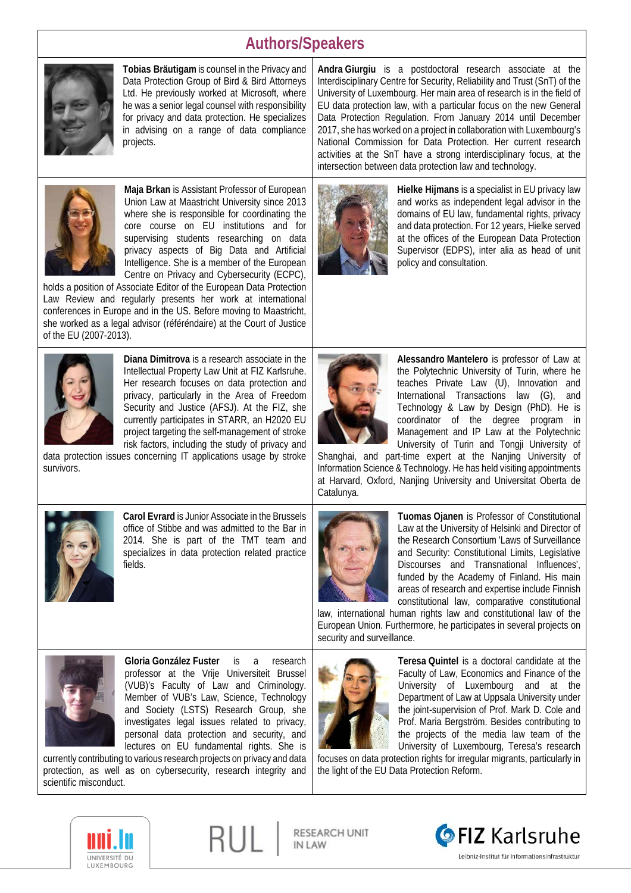# Authors/Speakers

**Tobias Bräutigam** is counsel in the Privacy and Data Protection Group of Bird & Bird Attorneys Ltd. He previously worked at Microsoft, where he was a senior legal counsel with responsibility for privacy and data protection. He specializes in advising on a range of data compliance projects.

**Andra Giurgiu** is a postdoctoral research associate at the Interdisciplinary Centre for Security, Reliability and Trust (SnT) of the University of Luxembourg. Her main area of research is in the field of EU data protection law, with a particular focus on the new General Data Protection Regulation. From January 2014 until December 2017, she has worked on a project in collaboration with Luxembourg's National Commission for Data Protection. Her current research activities at the SnT have a strong interdisciplinary focus, at the intersection between data protection law and technology.

**Maja Brkan** is Assistant Professor of European Union Law at Maastricht University since 2013 where she is responsible for coordinating the core course on EU institutions and for supervising students researching on data privacy aspects of Big Data and Artificial Intelligence. She is a member of the European Centre on Privacy and Cybersecurity (ECPC), holds a position of Associate Editor of the European Data Protection Law Review and regularly presents her work at international conferences in Europe and in the US. Before moving to Maastricht, she worked as a legal advisor (référéndaire) at the Court of Justice of the EU (2007-2013).

**Hielke Hijmans** is a specialist in EU privacy law and works as independent legal advisor in the domains of EU law, fundamental rights, privacy and data protection. For 12 years, Hielke served at the offices of the European Data Protection Supervisor (EDPS), inter alia as head of unit policy and consultation.

**Diana Dimitrova** is a research associate in the Intellectual Property Law Unit at FIZ Karlsruhe. Her research focuses on data protection and privacy, particularly in the Area of Freedom Security and Justice (AFSJ). At the FIZ, she currently participates in STARR, an H2020 EU project targeting the self-management of stroke risk factors, including the study of privacy and data protection issues concerning IT applications usage by stroke survivors.

**Alessandro Mantelero** is professor of Law at the Polytechnic University of Turin, where he teaches Private Law (U), Innovation and International Transactions law (G), and Technology & Law by Design (PhD). He is coordinator of the degree program in Management and IP Law at the Polytechnic University of Turin and Tongji University of Shanghai, and part-time expert at the Nanjing University of Information Science & Technology. He has held visiting appointments at Harvard, Oxford, Nanjing University and Universitat Oberta de Catalunya.

**Carol Evrard** is Junior Associate in the Brussels office of Stibbe and was admitted to the Bar in 2014. She is part of the TMT team and specializes in data protection related practice fields.

**Tuomas Ojanen** is Professor of Constitutional Law at the University of Helsinki and Director of the Research Consortium 'Laws of Surveillance and Security: Constitutional Limits, Legislative Discourses and Transnational Influences', funded by the Academy of Finland. His main areas of research and expertise include Finnish constitutional law, comparative constitutional law, international human rights law and constitutional law of the European Union. Furthermore, he participates in several projects on security and surveillance.

**Gloria González Fuster** is a research professor at the Vrije Universiteit Brussel (VUB)'s Faculty of Law and Criminology. Member of VUB's Law, Science, Technology and Society (LSTS) Research Group, she investigates legal issues related to privacy, personal data protection and security, and lectures on EU fundamental rights. She is currently contributing to various research projects on privacy and data protection, as well as on cybersecurity, research integrity and scientific misconduct.

**Teresa Quintel** is a doctoral candidate at the Faculty of Law, Economics and Finance of the University of Luxembourg and at the Department of Law at Uppsala University under the joint-supervision of Prof. Mark D. Cole and Prof. Maria Bergström. Besides contributing to the projects of the media law team of the University of Luxembourg, Teresa's research focuses on data protection rights for irregular migrants, particularly in the light of the EU Data Protection Reform.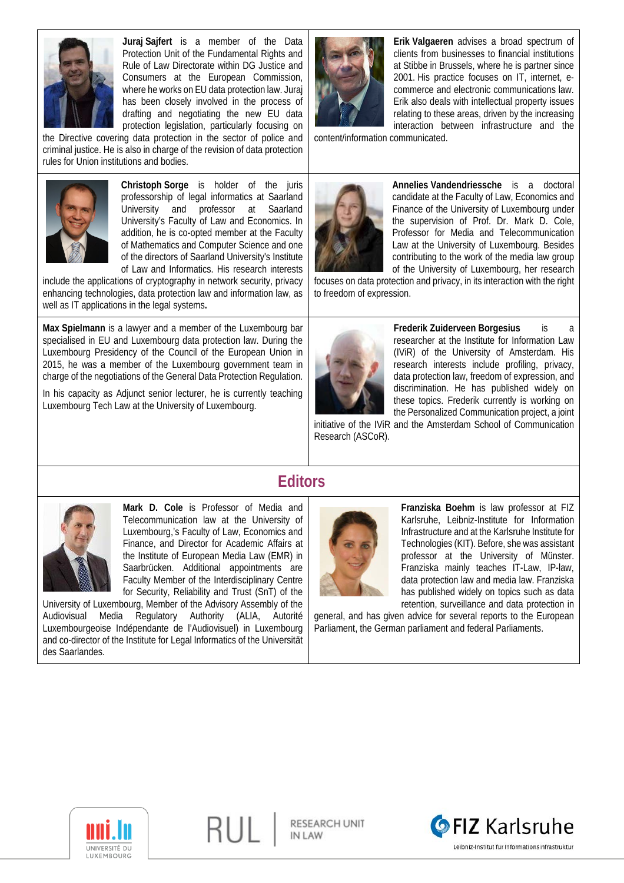**Juraj Sajfert** is a member of the Data Protection Unit of the Fundamental Rights and Rule of Law Directorate within DG Justice and Consumers at the European Commission, where he works on EU data protection law. Juraj has been closely involved in the process of drafting and negotiating the new EU data protection legislation, particularly focusing on the Directive covering data protection in the sector of police and criminal justice. He is also in charge of the revision of data protection rules for Union institutions and bodies.

**Erik Valgaeren** advises a broad spectrum of clients from businesses to financial institutions at Stibbe in Brussels, where he is partner since 2001. His practice focuses on IT, internet, e-commerce and electronic communications law. Erik also deals with intellectual property issues relating to these areas, driven by the increasing interaction between infrastructure and the content/information communicated.

**Christoph Sorge** is holder of the juris professorship of legal informatics at Saarland University and professor at Saarland University's Faculty of Law and Economics. In addition, he is co-opted member at the Faculty of Mathematics and Computer Science and one of the directors of Saarland University's Institute of Law and Informatics. His research interests include the applications of cryptography in network security, privacy enhancing technologies, data protection law and information law, as well as IT applications in the legal systems**.**

**Annelies Vandendriessche** is a doctoral candidate at the Faculty of Law, Economics and Finance of the University of Luxembourg under the supervision of Prof. Dr. Mark D. Cole, Professor for Media and Telecommunication Law at the University of Luxembourg. Besides contributing to the work of the media law group of the University of Luxembourg, her research focuses on data protection and privacy, in its interaction with the right to freedom of expression.

**Max Spielmann** is a lawyer and a member of the Luxembourg bar specialised in EU and Luxembourg data protection law. During the Luxembourg Presidency of the Council of the European Union in 2015, he was a member of the Luxembourg government team in charge of the negotiations of the General Data Protection Regulation.

In his capacity as Adjunct senior lecturer, he is currently teaching Luxembourg Tech Law at the University of Luxembourg.

**Frederik Zuiderveen Borgesius** is a researcher at the Institute for Information Law (IViR) of the University of Amsterdam. His research interests include profiling, privacy, data protection law, freedom of expression, and discrimination. He has published widely on these topics. Frederik currently is working on the Personalized Communication project, a joint initiative of the IViR and the Amsterdam School of Communication Research (ASCoR).

## Editors

**Mark D. Cole** is Professor of Media and Telecommunication law at the University of Luxembourg,'s Faculty of Law, Economics and Finance, and Director for Academic Affairs at the Institute of European Media Law (EMR) in Saarbrücken. Additional appointments are Faculty Member of the Interdisciplinary Centre for Security, Reliability and Trust (SnT) of the University of Luxembourg, Member of the Advisory Assembly of the Audiovisual Media Regulatory Authority (ALIA, Autorité Luxembourgeoise Indépendante de l'Audiovisuel) in Luxembourg and co-director of the Institute for Legal Informatics of the Universität des Saarlandes.

**Franziska Boehm** is law professor at FIZ Karlsruhe, Leibniz-Institute for Information Infrastructure and at the Karlsruhe Institute for Technologies (KIT). Before, she was assistant professor at the University of Münster. Franziska mainly teaches IT-Law, IP-law, data protection law and media law. Franziska has published widely on topics such as data retention, surveillance and data protection in general, and has given advice for several reports to the European Parliament, the German parliament and federal Parliaments.

UNIVERSITÉ DU LUXEMBOURG

RUL | RESEARCH UNIT IN LAW

FIZ Karlsruhe
Leibniz-Institut für Informationsinfrastruktur